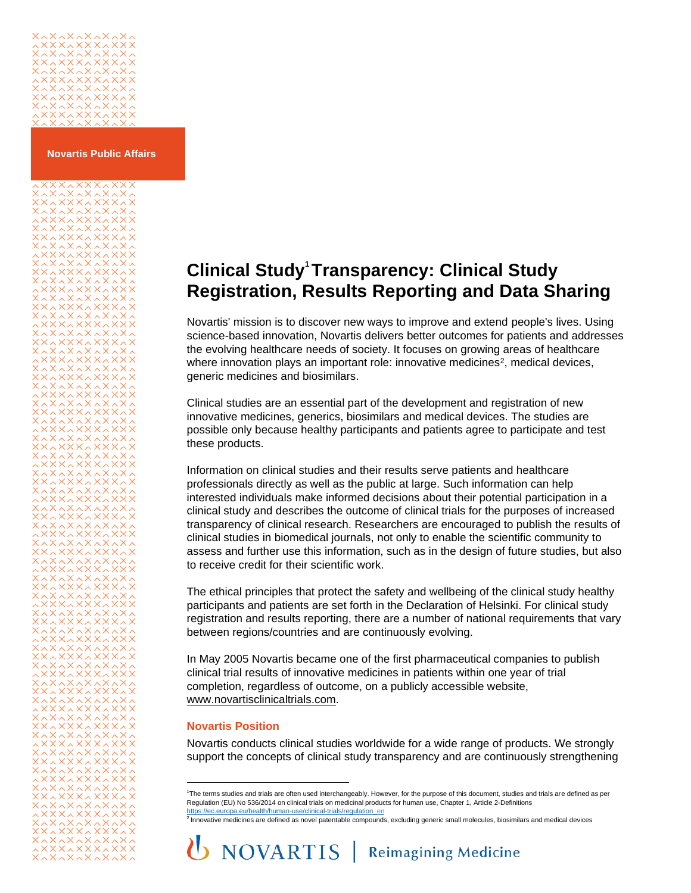Novartis Public Affairs

# Clinical Study[1] Transparency: Clinical Study Registration, Results Reporting and Data Sharing

Novartis' mission is to discover new ways to improve and extend people's lives. Using science-based innovation, Novartis delivers better outcomes for patients and addresses the evolving healthcare needs of society. It focuses on growing areas of healthcare where innovation plays an important role: innovative medicines[2], medical devices, generic medicines and biosimilars.

Clinical studies are an essential part of the development and registration of new innovative medicines, generics, biosimilars and medical devices. The studies are possible only because healthy participants and patients agree to participate and test these products.

Information on clinical studies and their results serve patients and healthcare professionals directly as well as the public at large. Such information can help interested individuals make informed decisions about their potential participation in a clinical study and describes the outcome of clinical trials for the purposes of increased transparency of clinical research. Researchers are encouraged to publish the results of clinical studies in biomedical journals, not only to enable the scientific community to assess and further use this information, such as in the design of future studies, but also to receive credit for their scientific work.

The ethical principles that protect the safety and wellbeing of the clinical study healthy participants and patients are set forth in the Declaration of Helsinki. For clinical study registration and results reporting, there are a number of national requirements that vary between regions/countries and are continuously evolving.

In May 2005 Novartis became one of the first pharmaceutical companies to publish clinical trial results of innovative medicines in patients within one year of trial completion, regardless of outcome, on a publicly accessible website, www.novartisclinicaltrials.com.

## Novartis Position

Novartis conducts clinical studies worldwide for a wide range of products. We strongly support the concepts of clinical study transparency and are continuously strengthening

---

[1] The terms studies and trials are often used interchangeably. However, for the purpose of this document, studies and trials are defined as per Regulation (EU) No 536/2014 on clinical trials on medicinal products for human use, Chapter 1, Article 2-Definitions https://ec.europa.eu/health/human-use/clinical-trials/regulation_en

[2] Innovative medicines are defined as novel patentable compounds, excluding generic small molecules, biosimilars and medical devices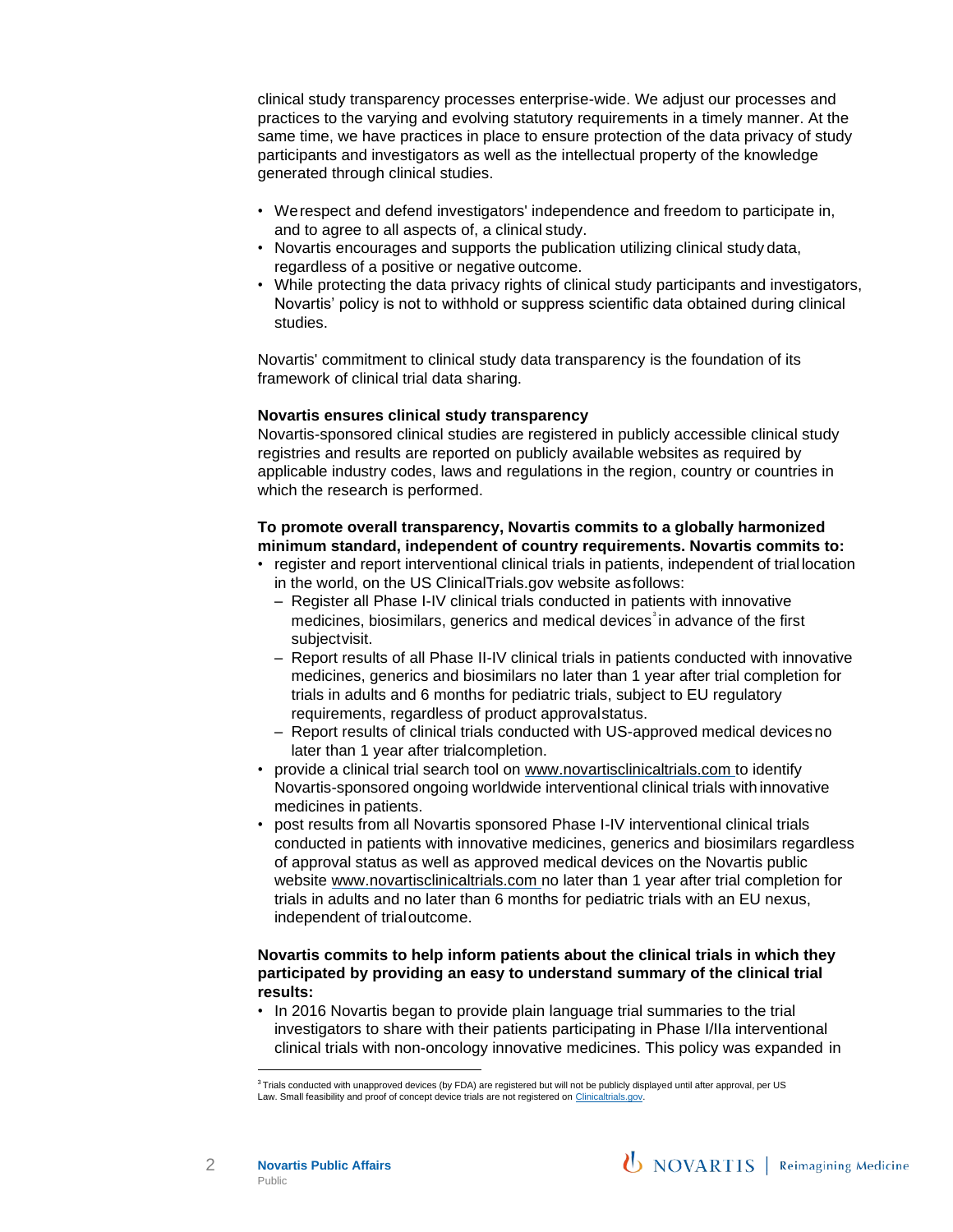clinical study transparency processes enterprise-wide. We adjust our processes and practices to the varying and evolving statutory requirements in a timely manner. At the same time, we have practices in place to ensure protection of the data privacy of study participants and investigators as well as the intellectual property of the knowledge generated through clinical studies.

- We respect and defend investigators' independence and freedom to participate in, and to agree to all aspects of, a clinical study.
- Novartis encourages and supports the publication utilizing clinical study data, regardless of a positive or negative outcome.
- While protecting the data privacy rights of clinical study participants and investigators, Novartis' policy is not to withhold or suppress scientific data obtained during clinical studies.

Novartis' commitment to clinical study data transparency is the foundation of its framework of clinical trial data sharing.

**Novartis ensures clinical study transparency**
Novartis-sponsored clinical studies are registered in publicly accessible clinical study registries and results are reported on publicly available websites as required by applicable industry codes, laws and regulations in the region, country or countries in which the research is performed.

**To promote overall transparency, Novartis commits to a globally harmonized minimum standard, independent of country requirements. Novartis commits to:**

- register and report interventional clinical trials in patients, independent of trial location in the world, on the US ClinicalTrials.gov website as follows:
  - Register all Phase I-IV clinical trials conducted in patients with innovative medicines, biosimilars, generics and medical devices[3] in advance of the first subject visit.
  - Report results of all Phase II-IV clinical trials in patients conducted with innovative medicines, generics and biosimilars no later than 1 year after trial completion for trials in adults and 6 months for pediatric trials, subject to EU regulatory requirements, regardless of product approval status.
  - Report results of clinical trials conducted with US-approved medical devices no later than 1 year after trial completion.
- provide a clinical trial search tool on www.novartisclinicaltrials.com to identify Novartis-sponsored ongoing worldwide interventional clinical trials with innovative medicines in patients.
- post results from all Novartis sponsored Phase I-IV interventional clinical trials conducted in patients with innovative medicines, generics and biosimilars regardless of approval status as well as approved medical devices on the Novartis public website www.novartisclinicaltrials.com no later than 1 year after trial completion for trials in adults and no later than 6 months for pediatric trials with an EU nexus, independent of trial outcome.

**Novartis commits to help inform patients about the clinical trials in which they participated by providing an easy to understand summary of the clinical trial results:**

- In 2016 Novartis began to provide plain language trial summaries to the trial investigators to share with their patients participating in Phase I/IIa interventional clinical trials with non-oncology innovative medicines. This policy was expanded in

[3] Trials conducted with unapproved devices (by FDA) are registered but will not be publicly displayed until after approval, per US Law. Small feasibility and proof of concept device trials are not registered on Clinicaltrials.gov.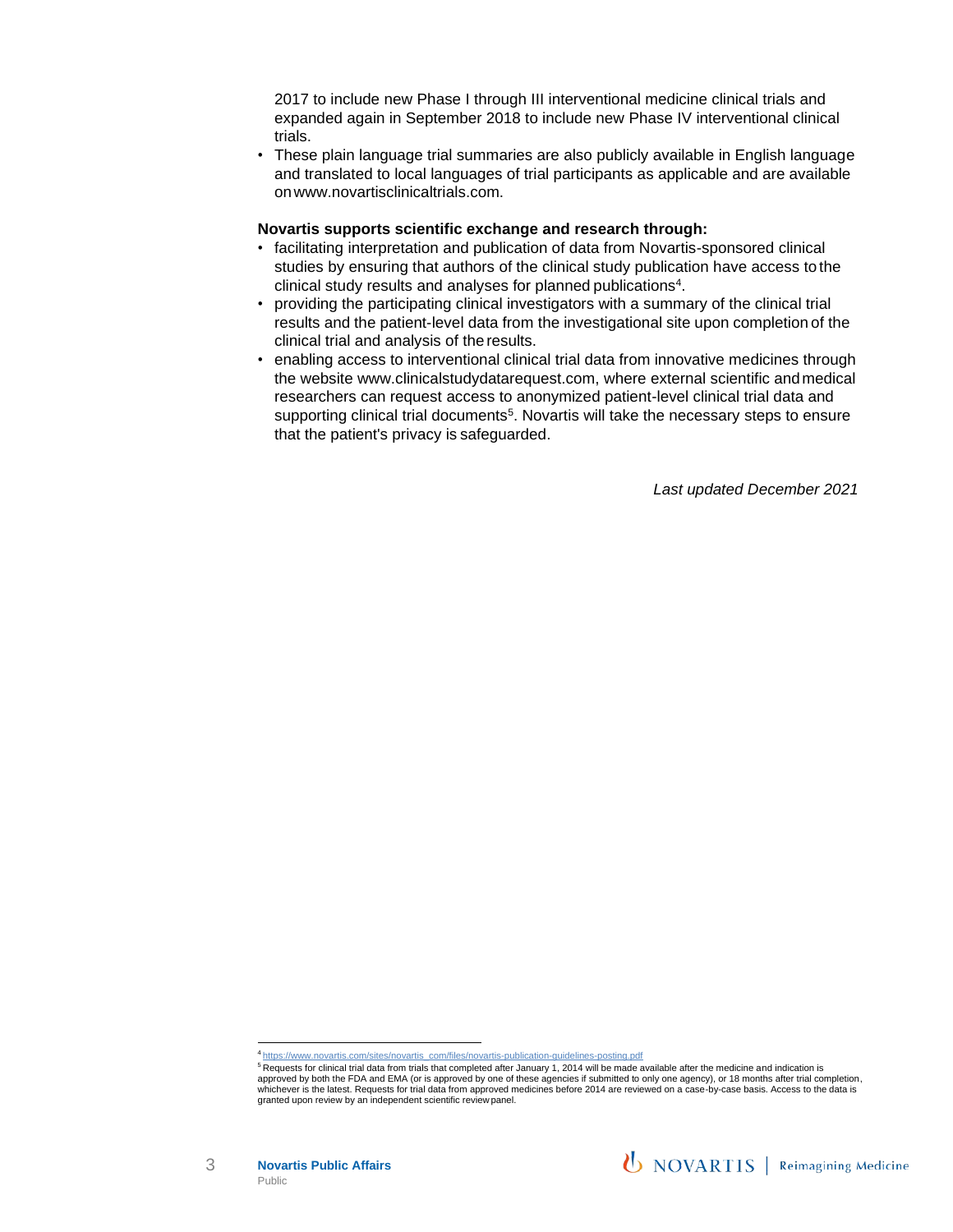2017 to include new Phase I through III interventional medicine clinical trials and expanded again in September 2018 to include new Phase IV interventional clinical trials.
- These plain language trial summaries are also publicly available in English language and translated to local languages of trial participants as applicable and are available on www.novartisclinicaltrials.com.

**Novartis supports scientific exchange and research through:**

- facilitating interpretation and publication of data from Novartis-sponsored clinical studies by ensuring that authors of the clinical study publication have access to the clinical study results and analyses for planned publications[4].
- providing the participating clinical investigators with a summary of the clinical trial results and the patient-level data from the investigational site upon completion of the clinical trial and analysis of the results.
- enabling access to interventional clinical trial data from innovative medicines through the website www.clinicalstudydatarequest.com, where external scientific and medical researchers can request access to anonymized patient-level clinical trial data and supporting clinical trial documents[5]. Novartis will take the necessary steps to ensure that the patient's privacy is safeguarded.

*Last updated December 2021*

---

[4] https://www.novartis.com/sites/novartis_com/files/novartis-publication-guidelines-posting.pdf

[5] Requests for clinical trial data from trials that completed after January 1, 2014 will be made available after the medicine and indication is approved by both the FDA and EMA (or is approved by one of these agencies if submitted to only one agency), or 18 months after trial completion, whichever is the latest. Requests for trial data from approved medicines before 2014 are reviewed on a case-by-case basis. Access to the data is granted upon review by an independent scientific review panel.